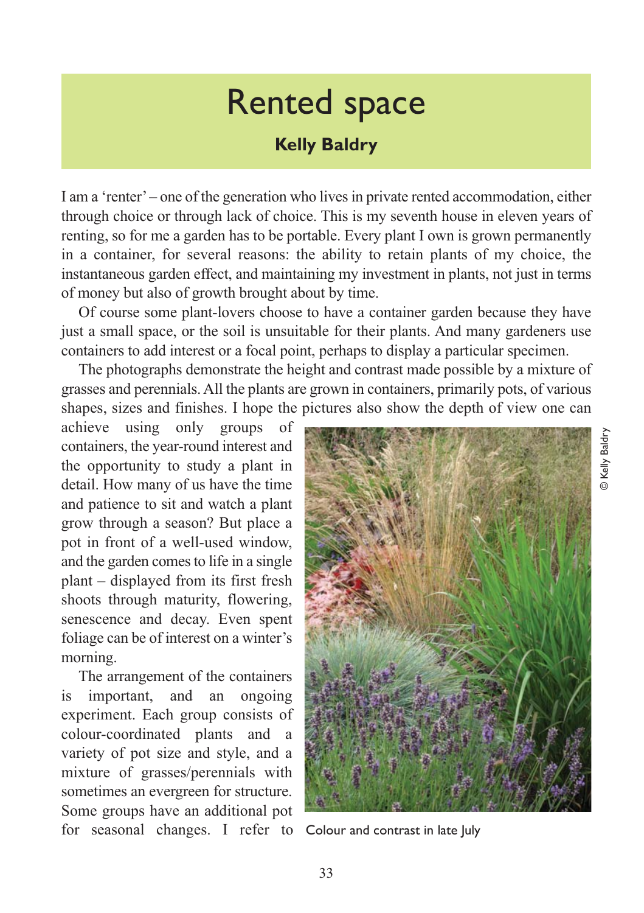# Rented space

**Kelly Baldry**

I am a 'renter' – one of the generation who lives in private rented accommodation, either through choice or through lack of choice. This is my seventh house in eleven years of renting, so for me a garden has to be portable. Every plant I own is grown permanently in a container, for several reasons: the ability to retain plants of my choice, the instantaneous garden effect, and maintaining my investment in plants, not just in terms of money but also of growth brought about by time.

Of course some plant-lovers choose to have a container garden because they have just a small space, or the soil is unsuitable for their plants. And many gardeners use containers to add interest or a focal point, perhaps to display a particular specimen.

The photographs demonstrate the height and contrast made possible by a mixture of grasses and perennials. All the plants are grown in containers, primarily pots, of various shapes, sizes and finishes. I hope the pictures also show the depth of view one can achieve using only groups of containers, the year-round interest and the opportunity to study a plant in detail. How many of us have the time and patience to sit and watch a plant grow through a season? But place a pot in front of a well-used window, and the garden comes to life in a single plant – displayed from its first fresh shoots through maturity, flowering, senescence and decay. Even spent foliage can be of interest on a winter's morning.

The arrangement of the containers is important, and an ongoing experiment. Each group consists of colour-coordinated plants and a variety of pot size and style, and a mixture of grasses/perennials with sometimes an evergreen for structure. Some groups have an additional pot for seasonal changes. I refer to

© Kelly Baldry

Colour and contrast in late July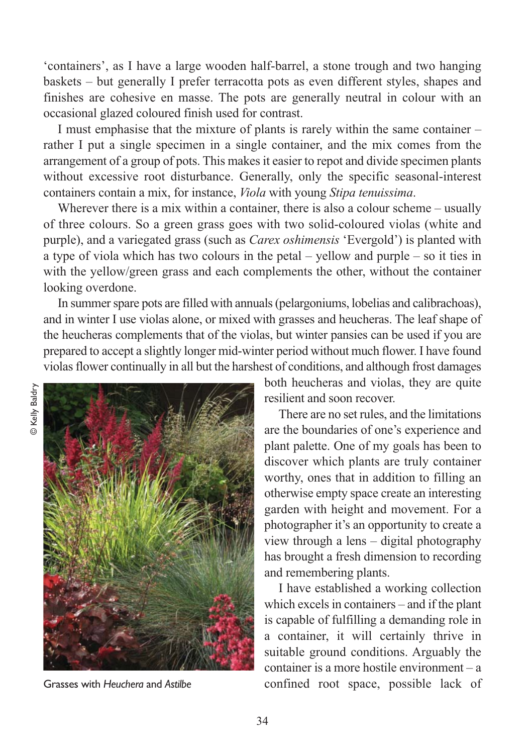'containers', as I have a large wooden half-barrel, a stone trough and two hanging baskets – but generally I prefer terracotta pots as even different styles, shapes and finishes are cohesive en masse. The pots are generally neutral in colour with an occasional glazed coloured finish used for contrast.

I must emphasise that the mixture of plants is rarely within the same container – rather I put a single specimen in a single container, and the mix comes from the arrangement of a group of pots. This makes it easier to repot and divide specimen plants without excessive root disturbance. Generally, only the specific seasonal-interest containers contain a mix, for instance, *Viola* with young *Stipa tenuissima*.

Wherever there is a mix within a container, there is also a colour scheme – usually of three colours. So a green grass goes with two solid-coloured violas (white and purple), and a variegated grass (such as *Carex oshimensis* 'Evergold') is planted with a type of viola which has two colours in the petal – yellow and purple – so it ties in with the yellow/green grass and each complements the other, without the container looking overdone.

In summer spare pots are filled with annuals (pelargoniums, lobelias and calibrachoas), and in winter I use violas alone, or mixed with grasses and heucheras. The leaf shape of the heucheras complements that of the violas, but winter pansies can be used if you are prepared to accept a slightly longer mid-winter period without much flower. I have found violas flower continually in all but the harshest of conditions, and although frost damages both heucheras and violas, they are quite resilient and soon recover.

© Kelly Baldry

Grasses with *Heuchera* and *Astilbe*

There are no set rules, and the limitations are the boundaries of one's experience and plant palette. One of my goals has been to discover which plants are truly container worthy, ones that in addition to filling an otherwise empty space create an interesting garden with height and movement. For a photographer it's an opportunity to create a view through a lens – digital photography has brought a fresh dimension to recording and remembering plants.

I have established a working collection which excels in containers – and if the plant is capable of fulfilling a demanding role in a container, it will certainly thrive in suitable ground conditions. Arguably the container is a more hostile environment – a confined root space, possible lack of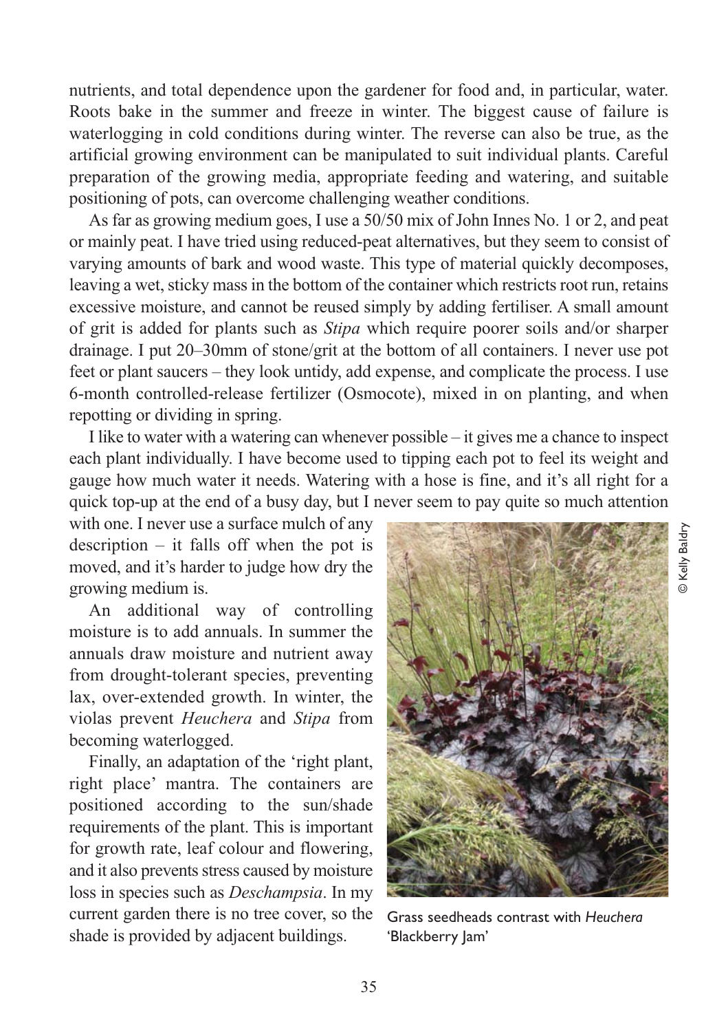nutrients, and total dependence upon the gardener for food and, in particular, water. Roots bake in the summer and freeze in winter. The biggest cause of failure is waterlogging in cold conditions during winter. The reverse can also be true, as the artificial growing environment can be manipulated to suit individual plants. Careful preparation of the growing media, appropriate feeding and watering, and suitable positioning of pots, can overcome challenging weather conditions.

As far as growing medium goes, I use a 50/50 mix of John Innes No. 1 or 2, and peat or mainly peat. I have tried using reduced-peat alternatives, but they seem to consist of varying amounts of bark and wood waste. This type of material quickly decomposes, leaving a wet, sticky mass in the bottom of the container which restricts root run, retains excessive moisture, and cannot be reused simply by adding fertiliser. A small amount of grit is added for plants such as *Stipa* which require poorer soils and/or sharper drainage. I put 20–30mm of stone/grit at the bottom of all containers. I never use pot feet or plant saucers – they look untidy, add expense, and complicate the process. I use 6-month controlled-release fertilizer (Osmocote), mixed in on planting, and when repotting or dividing in spring.

I like to water with a watering can whenever possible – it gives me a chance to inspect each plant individually. I have become used to tipping each pot to feel its weight and gauge how much water it needs. Watering with a hose is fine, and it's all right for a quick top-up at the end of a busy day, but I never seem to pay quite so much attention with one. I never use a surface mulch of any description – it falls off when the pot is moved, and it's harder to judge how dry the growing medium is.

An additional way of controlling moisture is to add annuals. In summer the annuals draw moisture and nutrient away from drought-tolerant species, preventing lax, over-extended growth. In winter, the violas prevent *Heuchera* and *Stipa* from becoming waterlogged.

Finally, an adaptation of the 'right plant, right place' mantra. The containers are positioned according to the sun/shade requirements of the plant. This is important for growth rate, leaf colour and flowering, and it also prevents stress caused by moisture loss in species such as *Deschampsia*. In my current garden there is no tree cover, so the shade is provided by adjacent buildings.

© Kelly Baldry

Grass seedheads contrast with *Heuchera* 'Blackberry Jam'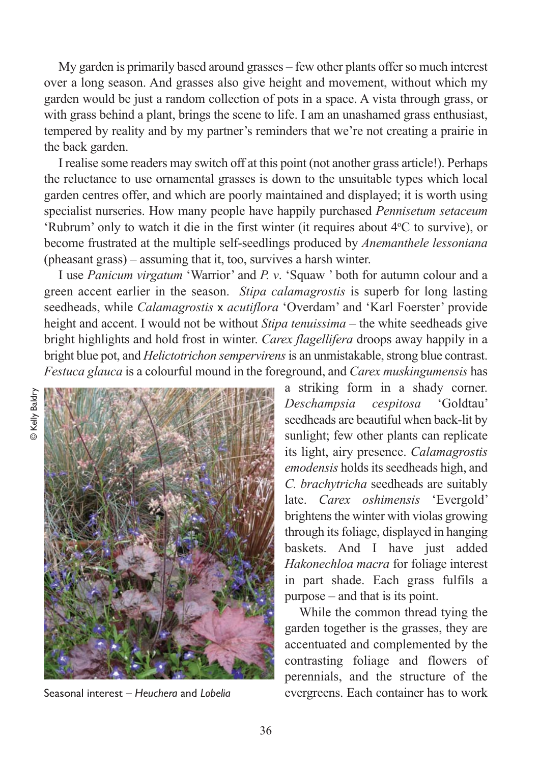My garden is primarily based around grasses – few other plants offer so much interest over a long season. And grasses also give height and movement, without which my garden would be just a random collection of pots in a space. A vista through grass, or with grass behind a plant, brings the scene to life. I am an unashamed grass enthusiast, tempered by reality and by my partner's reminders that we're not creating a prairie in the back garden.

I realise some readers may switch off at this point (not another grass article!). Perhaps the reluctance to use ornamental grasses is down to the unsuitable types which local garden centres offer, and which are poorly maintained and displayed; it is worth using specialist nurseries. How many people have happily purchased *Pennisetum setaceum* 'Rubrum' only to watch it die in the first winter (it requires about 4°C to survive), or become frustrated at the multiple self-seedlings produced by *Anemanthele lessoniana* (pheasant grass) – assuming that it, too, survives a harsh winter.

I use *Panicum virgatum* 'Warrior' and *P. v*. 'Squaw ' both for autumn colour and a green accent earlier in the season. *Stipa calamagrostis* is superb for long lasting seedheads, while *Calamagrostis* x *acutiflora* 'Overdam' and 'Karl Foerster' provide height and accent. I would not be without *Stipa tenuissima* – the white seedheads give bright highlights and hold frost in winter. *Carex flagellifera* droops away happily in a bright blue pot, and *Helictotrichon sempervirens* is an unmistakable, strong blue contrast. *Festuca glauca* is a colourful mound in the foreground, and *Carex muskingumensis* has a striking form in a shady corner. *Deschampsia cespitosa* 'Goldtau' seedheads are beautiful when back-lit by sunlight; few other plants can replicate its light, airy presence. *Calamagrostis emodensis* holds its seedheads high, and *C. brachytricha* seedheads are suitably late. *Carex oshimensis* 'Evergold' brightens the winter with violas growing through its foliage, displayed in hanging baskets. And I have just added *Hakonechloa macra* for foliage interest in part shade. Each grass fulfils a purpose – and that is its point.

© Kelly Baldry

Seasonal interest – *Heuchera* and *Lobelia*

While the common thread tying the garden together is the grasses, they are accentuated and complemented by the contrasting foliage and flowers of perennials, and the structure of the evergreens. Each container has to work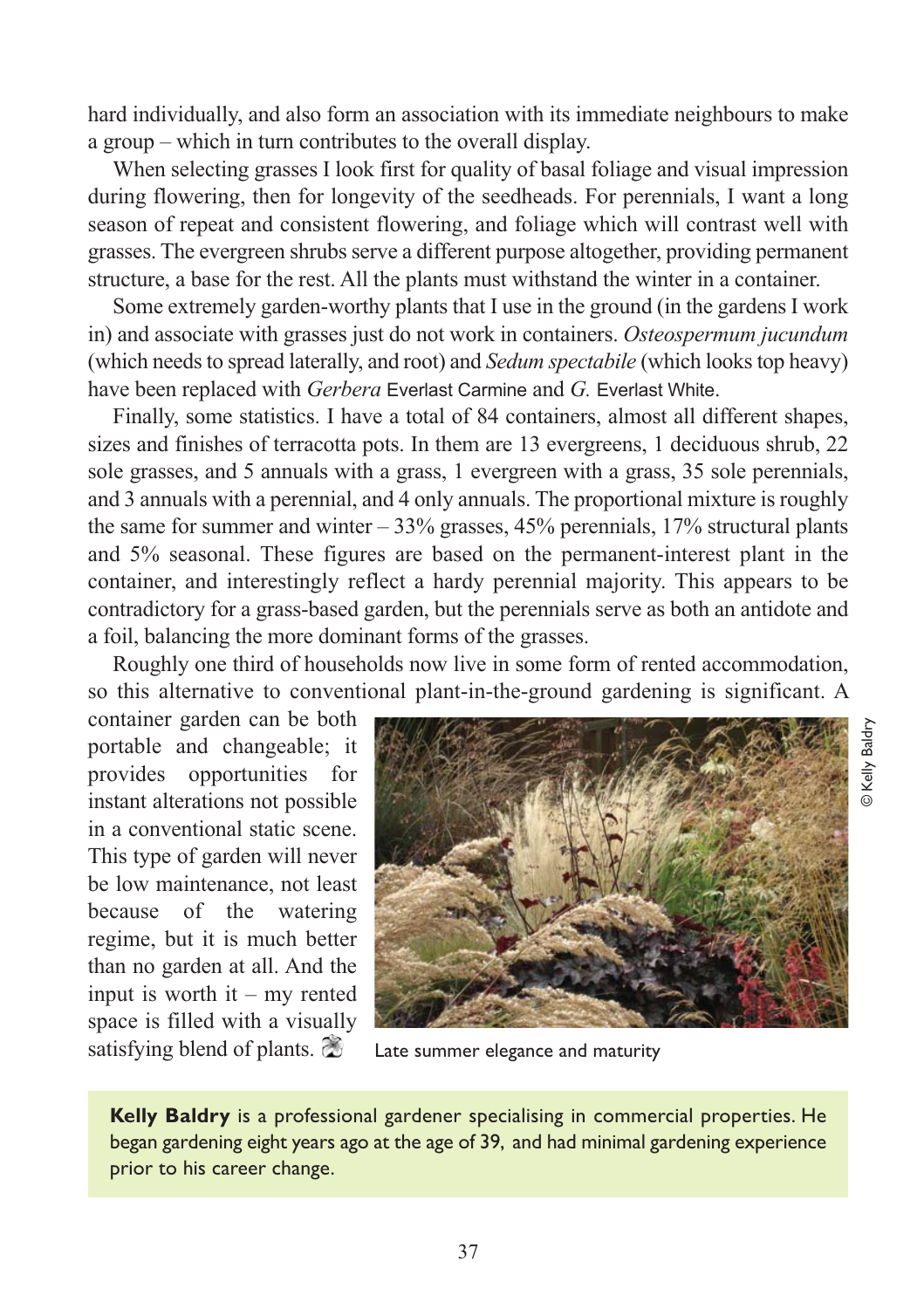hard individually, and also form an association with its immediate neighbours to make a group – which in turn contributes to the overall display.

When selecting grasses I look first for quality of basal foliage and visual impression during flowering, then for longevity of the seedheads. For perennials, I want a long season of repeat and consistent flowering, and foliage which will contrast well with grasses. The evergreen shrubs serve a different purpose altogether, providing permanent structure, a base for the rest. All the plants must withstand the winter in a container.

Some extremely garden-worthy plants that I use in the ground (in the gardens I work in) and associate with grasses just do not work in containers. *Osteospermum jucundum* (which needs to spread laterally, and root) and *Sedum spectabile* (which looks top heavy) have been replaced with *Gerbera* Everlast Carmine and *G.* Everlast White.

Finally, some statistics. I have a total of 84 containers, almost all different shapes, sizes and finishes of terracotta pots. In them are 13 evergreens, 1 deciduous shrub, 22 sole grasses, and 5 annuals with a grass, 1 evergreen with a grass, 35 sole perennials, and 3 annuals with a perennial, and 4 only annuals. The proportional mixture is roughly the same for summer and winter – 33% grasses, 45% perennials, 17% structural plants and 5% seasonal. These figures are based on the permanent-interest plant in the container, and interestingly reflect a hardy perennial majority. This appears to be contradictory for a grass-based garden, but the perennials serve as both an antidote and a foil, balancing the more dominant forms of the grasses.

Roughly one third of households now live in some form of rented accommodation, so this alternative to conventional plant-in-the-ground gardening is significant. A container garden can be both portable and changeable; it provides opportunities for instant alterations not possible in a conventional static scene. This type of garden will never be low maintenance, not least because of the watering regime, but it is much better than no garden at all. And the input is worth it – my rented space is filled with a visually satisfying blend of plants.

© Kelly Baldry

Late summer elegance and maturity

**Kelly Baldry** is a professional gardener specialising in commercial properties. He began gardening eight years ago at the age of 39, and had minimal gardening experience prior to his career change.